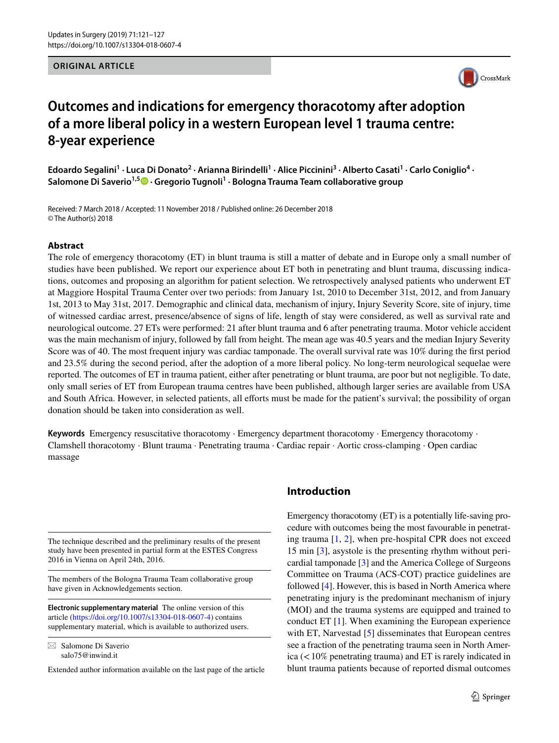ORIGINAL ARTICLE

# Outcomes and indications for emergency thoracotomy after adoption of a more liberal policy in a western European level 1 trauma centre: 8-year experience

**Edoardo Segalini[1] · Luca Di Donato[2] · Arianna Birindelli[1] · Alice Piccinini[3] · Alberto Casati[1] · Carlo Coniglio[4] · Salomone Di Saverio[1,5] · Gregorio Tugnoli[1] · Bologna Trauma Team collaborative group**

Received: 7 March 2018 / Accepted: 11 November 2018 / Published online: 26 December 2018
© The Author(s) 2018

## Abstract

The role of emergency thoracotomy (ET) in blunt trauma is still a matter of debate and in Europe only a small number of studies have been published. We report our experience about ET both in penetrating and blunt trauma, discussing indications, outcomes and proposing an algorithm for patient selection. We retrospectively analysed patients who underwent ET at Maggiore Hospital Trauma Center over two periods: from January 1st, 2010 to December 31st, 2012, and from January 1st, 2013 to May 31st, 2017. Demographic and clinical data, mechanism of injury, Injury Severity Score, site of injury, time of witnessed cardiac arrest, presence/absence of signs of life, length of stay were considered, as well as survival rate and neurological outcome. 27 ETs were performed: 21 after blunt trauma and 6 after penetrating trauma. Motor vehicle accident was the main mechanism of injury, followed by fall from height. The mean age was 40.5 years and the median Injury Severity Score was of 40. The most frequent injury was cardiac tamponade. The overall survival rate was 10% during the first period and 23.5% during the second period, after the adoption of a more liberal policy. No long-term neurological sequelae were reported. The outcomes of ET in trauma patient, either after penetrating or blunt trauma, are poor but not negligible. To date, only small series of ET from European trauma centres have been published, although larger series are available from USA and South Africa. However, in selected patients, all efforts must be made for the patient's survival; the possibility of organ donation should be taken into consideration as well.

**Keywords** Emergency resuscitative thoracotomy · Emergency department thoracotomy · Emergency thoracotomy · Clamshell thoracotomy · Blunt trauma · Penetrating trauma · Cardiac repair · Aortic cross-clamping · Open cardiac massage

The technique described and the preliminary results of the present study have been presented in partial form at the ESTES Congress 2016 in Vienna on April 24th, 2016.

The members of the Bologna Trauma Team collaborative group have given in Acknowledgements section.

**Electronic supplementary material** The online version of this article (https://doi.org/10.1007/s13304-018-0607-4) contains supplementary material, which is available to authorized users.

✉ Salomone Di Saverio
salo75@inwind.it

Extended author information available on the last page of the article

## Introduction

Emergency thoracotomy (ET) is a potentially life-saving procedure with outcomes being the most favourable in penetrating trauma [1, 2], when pre-hospital CPR does not exceed 15 min [3], asystole is the presenting rhythm without pericardial tamponade [3] and the America College of Surgeons Committee on Trauma (ACS-COT) practice guidelines are followed [4]. However, this is based in North America where penetrating injury is the predominant mechanism of injury (MOI) and the trauma systems are equipped and trained to conduct ET [1]. When examining the European experience with ET, Narvestad [5] disseminates that European centres see a fraction of the penetrating trauma seen in North America (< 10% penetrating trauma) and ET is rarely indicated in blunt trauma patients because of reported dismal outcomes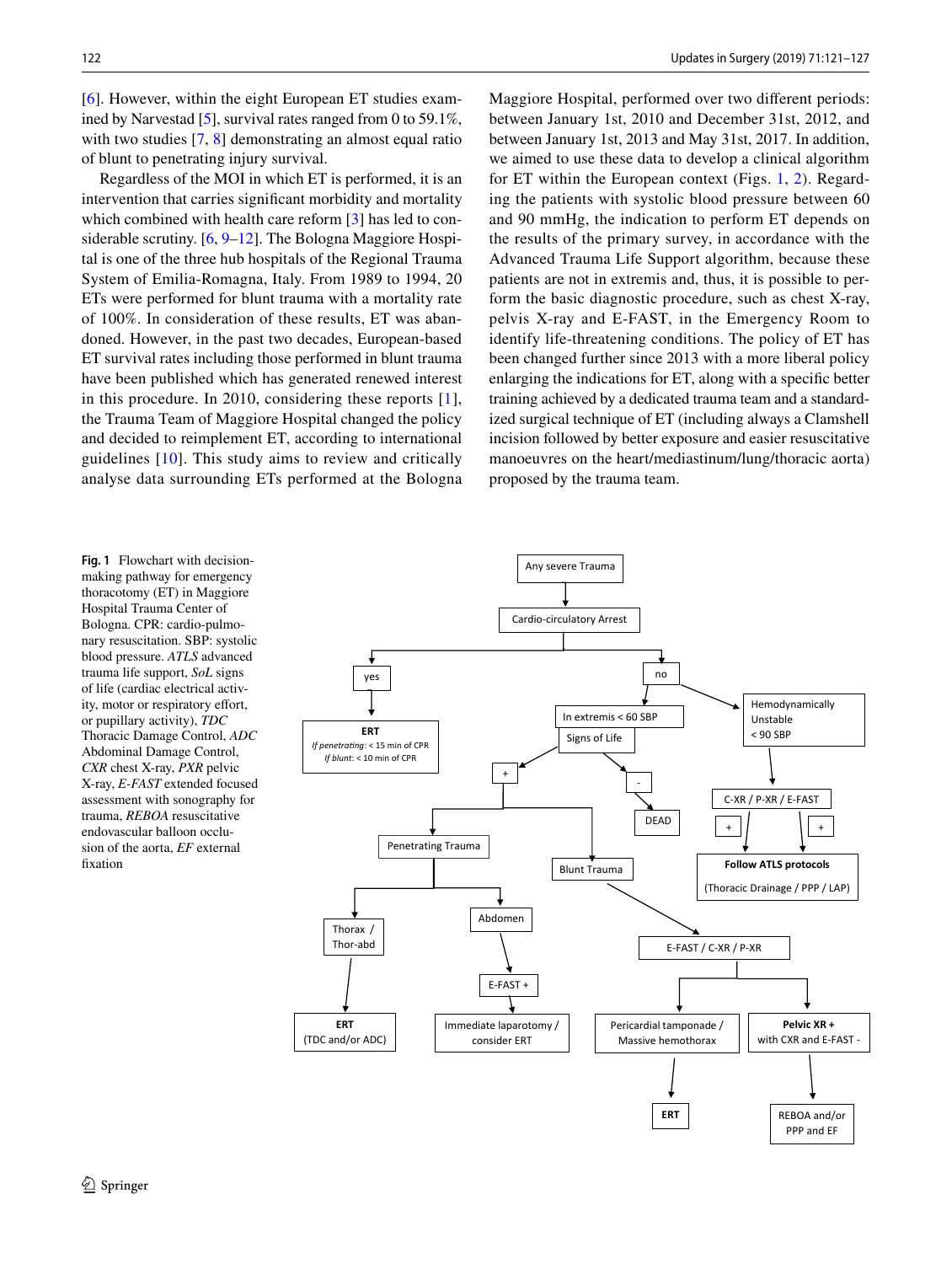[6]. However, within the eight European ET studies examined by Narvestad [5], survival rates ranged from 0 to 59.1%, with two studies [7, 8] demonstrating an almost equal ratio of blunt to penetrating injury survival.

Regardless of the MOI in which ET is performed, it is an intervention that carries significant morbidity and mortality which combined with health care reform [3] has led to considerable scrutiny. [6, 9–12]. The Bologna Maggiore Hospital is one of the three hub hospitals of the Regional Trauma System of Emilia-Romagna, Italy. From 1989 to 1994, 20 ETs were performed for blunt trauma with a mortality rate of 100%. In consideration of these results, ET was abandoned. However, in the past two decades, European-based ET survival rates including those performed in blunt trauma have been published which has generated renewed interest in this procedure. In 2010, considering these reports [1], the Trauma Team of Maggiore Hospital changed the policy and decided to reimplement ET, according to international guidelines [10]. This study aims to review and critically analyse data surrounding ETs performed at the Bologna Maggiore Hospital, performed over two different periods: between January 1st, 2010 and December 31st, 2012, and between January 1st, 2013 and May 31st, 2017. In addition, we aimed to use these data to develop a clinical algorithm for ET within the European context (Figs. 1, 2). Regarding the patients with systolic blood pressure between 60 and 90 mmHg, the indication to perform ET depends on the results of the primary survey, in accordance with the Advanced Trauma Life Support algorithm, because these patients are not in extremis and, thus, it is possible to perform the basic diagnostic procedure, such as chest X-ray, pelvis X-ray and E-FAST, in the Emergency Room to identify life-threatening conditions. The policy of ET has been changed further since 2013 with a more liberal policy enlarging the indications for ET, along with a specific better training achieved by a dedicated trauma team and a standardized surgical technique of ET (including always a Clamshell incision followed by better exposure and easier resuscitative manoeuvres on the heart/mediastinum/lung/thoracic aorta) proposed by the trauma team.

Any severe Trauma → Cardio-circulatory Arrest

- yes → **ERT** (*If penetrating*: < 15 min of CPR; *If blunt*: < 10 min of CPR)
- no →
  - In extremis < 60 SBP → Signs of Life
    - − → DEAD
    - + →
      - Penetrating Trauma
        - Thorax / Thor-abd → **ERT** (TDC and/or ADC)
        - Abdomen → E-FAST + → Immediate laparotomy / consider ERT
      - Blunt Trauma → E-FAST / C-XR / P-XR
        - Pericardial tamponade / Massive hemothorax → **ERT**
        - **Pelvic XR +** with CXR and E-FAST - → REBOA and/or PPP and EF
  - Hemodynamically Unstable < 90 SBP → C-XR / P-XR / E-FAST → + → **Follow ATLS protocols** (Thoracic Drainage / PPP / LAP)

**Fig. 1** Flowchart with decision-making pathway for emergency thoracotomy (ET) in Maggiore Hospital Trauma Center of Bologna. CPR: cardio-pulmonary resuscitation. SBP: systolic blood pressure. *ATLS* advanced trauma life support, *SoL* signs of life (cardiac electrical activity, motor or respiratory effort, or pupillary activity), *TDC* Thoracic Damage Control, *ADC* Abdominal Damage Control, *CXR* chest X-ray, *PXR* pelvic X-ray, *E-FAST* extended focused assessment with sonography for trauma, *REBOA* resuscitative endovascular balloon occlusion of the aorta, *EF* external fixation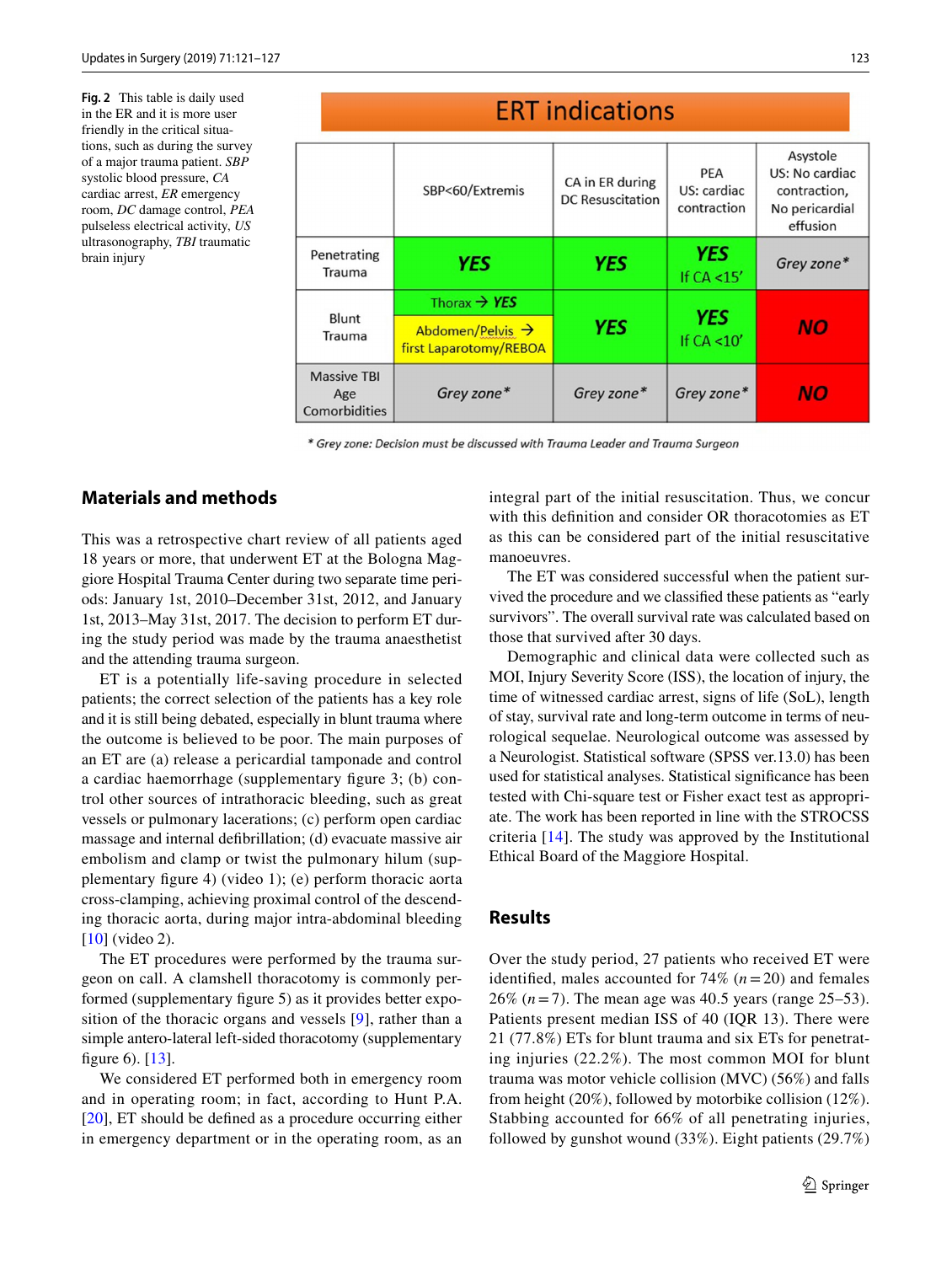**Fig. 2** This table is daily used in the ER and it is more user friendly in the critical situations, such as during the survey of a major trauma patient. *SBP* systolic blood pressure, *CA* cardiac arrest, *ER* emergency room, *DC* damage control, *PEA* pulseless electrical activity, *US* ultrasonography, *TBI* traumatic brain injury

**ERT indications**

| | SBP<60/Extremis | CA in ER during DC Resuscitation | PEA US: cardiac contraction | Asystole US: No cardiac contraction, No pericardial effusion |
|---|---|---|---|---|
| Penetrating Trauma | ***YES*** | ***YES*** | ***YES*** If CA <15' | *Grey zone\** |
| Blunt Trauma | Thorax → ***YES***<br>Abdomen/Pelvis → first Laparotomy/REBOA | ***YES*** | ***YES*** If CA <10' | ***NO*** |
| Massive TBI Age Comorbidities | *Grey zone\** | *Grey zone\** | *Grey zone\** | ***NO*** |

*\* Grey zone: Decision must be discussed with Trauma Leader and Trauma Surgeon*

## Materials and methods

This was a retrospective chart review of all patients aged 18 years or more, that underwent ET at the Bologna Maggiore Hospital Trauma Center during two separate time periods: January 1st, 2010–December 31st, 2012, and January 1st, 2013–May 31st, 2017. The decision to perform ET during the study period was made by the trauma anaesthetist and the attending trauma surgeon.

ET is a potentially life-saving procedure in selected patients; the correct selection of the patients has a key role and it is still being debated, especially in blunt trauma where the outcome is believed to be poor. The main purposes of an ET are (a) release a pericardial tamponade and control a cardiac haemorrhage (supplementary figure 3; (b) control other sources of intrathoracic bleeding, such as great vessels or pulmonary lacerations; (c) perform open cardiac massage and internal defibrillation; (d) evacuate massive air embolism and clamp or twist the pulmonary hilum (supplementary figure 4) (video 1); (e) perform thoracic aorta cross-clamping, achieving proximal control of the descending thoracic aorta, during major intra-abdominal bleeding [10] (video 2).

The ET procedures were performed by the trauma surgeon on call. A clamshell thoracotomy is commonly performed (supplementary figure 5) as it provides better exposition of the thoracic organs and vessels [9], rather than a simple antero-lateral left-sided thoracotomy (supplementary figure 6). [13].

We considered ET performed both in emergency room and in operating room; in fact, according to Hunt P.A. [20], ET should be defined as a procedure occurring either in emergency department or in the operating room, as an integral part of the initial resuscitation. Thus, we concur with this definition and consider OR thoracotomies as ET as this can be considered part of the initial resuscitative manoeuvres.

The ET was considered successful when the patient survived the procedure and we classified these patients as "early survivors". The overall survival rate was calculated based on those that survived after 30 days.

Demographic and clinical data were collected such as MOI, Injury Severity Score (ISS), the location of injury, the time of witnessed cardiac arrest, signs of life (SoL), length of stay, survival rate and long-term outcome in terms of neurological sequelae. Neurological outcome was assessed by a Neurologist. Statistical software (SPSS ver.13.0) has been used for statistical analyses. Statistical significance has been tested with Chi-square test or Fisher exact test as appropriate. The work has been reported in line with the STROCSS criteria [14]. The study was approved by the Institutional Ethical Board of the Maggiore Hospital.

## Results

Over the study period, 27 patients who received ET were identified, males accounted for 74% ($n = 20$) and females 26% ($n = 7$). The mean age was 40.5 years (range 25–53). Patients present median ISS of 40 (IQR 13). There were 21 (77.8%) ETs for blunt trauma and six ETs for penetrating injuries (22.2%). The most common MOI for blunt trauma was motor vehicle collision (MVC) (56%) and falls from height (20%), followed by motorbike collision (12%). Stabbing accounted for 66% of all penetrating injuries, followed by gunshot wound (33%). Eight patients (29.7%)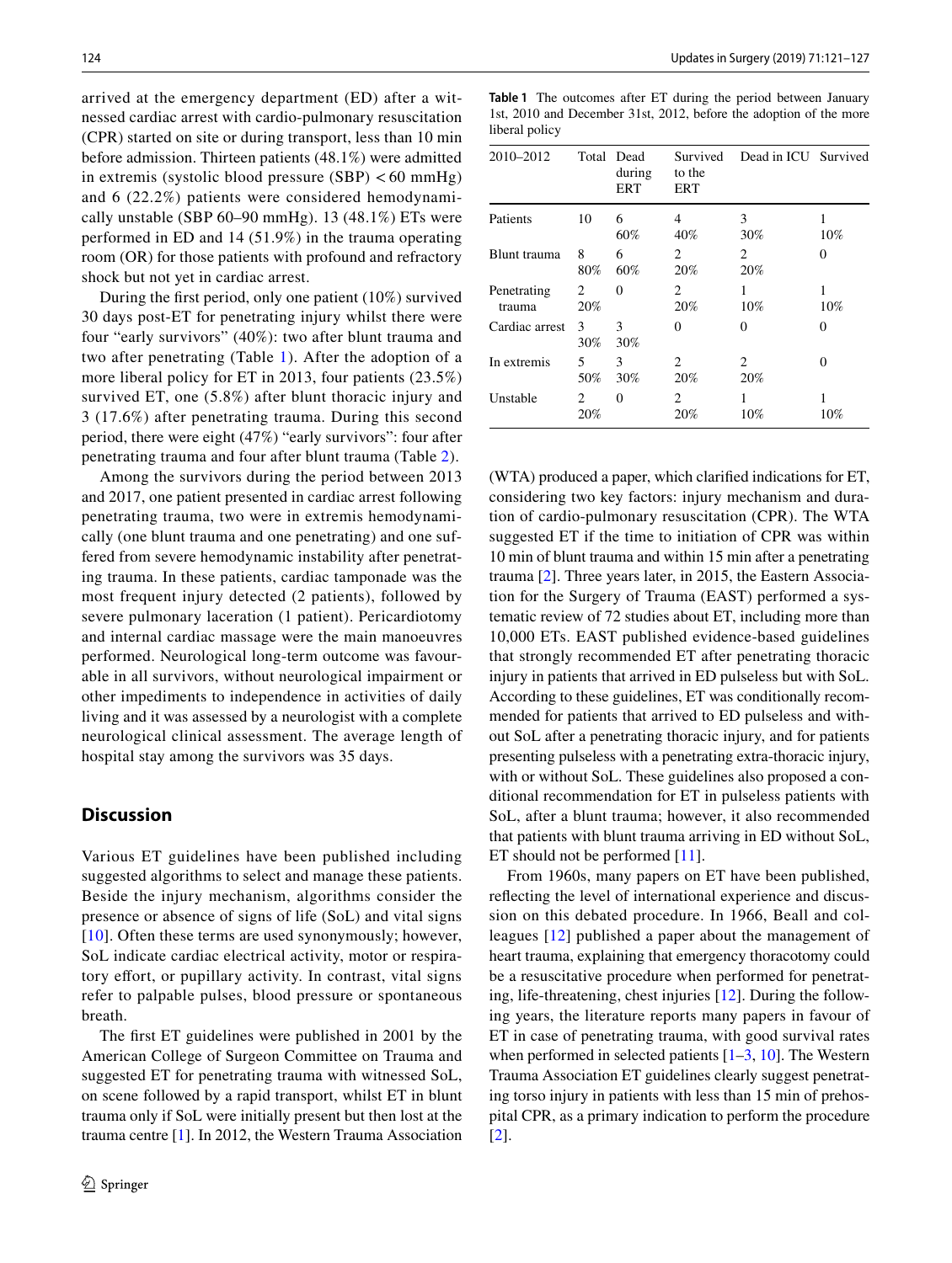arrived at the emergency department (ED) after a witnessed cardiac arrest with cardio-pulmonary resuscitation (CPR) started on site or during transport, less than 10 min before admission. Thirteen patients (48.1%) were admitted in extremis (systolic blood pressure (SBP) < 60 mmHg) and 6 (22.2%) patients were considered hemodynamically unstable (SBP 60–90 mmHg). 13 (48.1%) ETs were performed in ED and 14 (51.9%) in the trauma operating room (OR) for those patients with profound and refractory shock but not yet in cardiac arrest.

During the first period, only one patient (10%) survived 30 days post-ET for penetrating injury whilst there were four "early survivors" (40%): two after blunt trauma and two after penetrating (Table 1). After the adoption of a more liberal policy for ET in 2013, four patients (23.5%) survived ET, one (5.8%) after blunt thoracic injury and 3 (17.6%) after penetrating trauma. During this second period, there were eight (47%) "early survivors": four after penetrating trauma and four after blunt trauma (Table 2).

Among the survivors during the period between 2013 and 2017, one patient presented in cardiac arrest following penetrating trauma, two were in extremis hemodynamically (one blunt trauma and one penetrating) and one suffered from severe hemodynamic instability after penetrating trauma. In these patients, cardiac tamponade was the most frequent injury detected (2 patients), followed by severe pulmonary laceration (1 patient). Pericardiotomy and internal cardiac massage were the main manoeuvres performed. Neurological long-term outcome was favourable in all survivors, without neurological impairment or other impediments to independence in activities of daily living and it was assessed by a neurologist with a complete neurological clinical assessment. The average length of hospital stay among the survivors was 35 days.

## Discussion

Various ET guidelines have been published including suggested algorithms to select and manage these patients. Beside the injury mechanism, algorithms consider the presence or absence of signs of life (SoL) and vital signs [10]. Often these terms are used synonymously; however, SoL indicate cardiac electrical activity, motor or respiratory effort, or pupillary activity. In contrast, vital signs refer to palpable pulses, blood pressure or spontaneous breath.

The first ET guidelines were published in 2001 by the American College of Surgeon Committee on Trauma and suggested ET for penetrating trauma with witnessed SoL, on scene followed by a rapid transport, whilst ET in blunt trauma only if SoL were initially present but then lost at the trauma centre [1]. In 2012, the Western Trauma Association

**Table 1** The outcomes after ET during the period between January 1st, 2010 and December 31st, 2012, before the adoption of the more liberal policy

| 2010–2012 | Total | Dead during ERT | Survived to the ERT | Dead in ICU | Survived |
|---|---|---|---|---|---|
| Patients | 10 | 6<br>60% | 4<br>40% | 3<br>30% | 1<br>10% |
| Blunt trauma | 8<br>80% | 6<br>60% | 2<br>20% | 2<br>20% | 0 |
| Penetrating trauma | 2<br>20% | 0 | 2<br>20% | 1<br>10% | 1<br>10% |
| Cardiac arrest | 3<br>30% | 3<br>30% | 0 | 0 | 0 |
| In extremis | 5<br>50% | 3<br>30% | 2<br>20% | 2<br>20% | 0 |
| Unstable | 2<br>20% | 0 | 2<br>20% | 1<br>10% | 1<br>10% |

(WTA) produced a paper, which clarified indications for ET, considering two key factors: injury mechanism and duration of cardio-pulmonary resuscitation (CPR). The WTA suggested ET if the time to initiation of CPR was within 10 min of blunt trauma and within 15 min after a penetrating trauma [2]. Three years later, in 2015, the Eastern Association for the Surgery of Trauma (EAST) performed a systematic review of 72 studies about ET, including more than 10,000 ETs. EAST published evidence-based guidelines that strongly recommended ET after penetrating thoracic injury in patients that arrived in ED pulseless but with SoL. According to these guidelines, ET was conditionally recommended for patients that arrived to ED pulseless and without SoL after a penetrating thoracic injury, and for patients presenting pulseless with a penetrating extra-thoracic injury, with or without SoL. These guidelines also proposed a conditional recommendation for ET in pulseless patients with SoL, after a blunt trauma; however, it also recommended that patients with blunt trauma arriving in ED without SoL, ET should not be performed [11].

From 1960s, many papers on ET have been published, reflecting the level of international experience and discussion on this debated procedure. In 1966, Beall and colleagues [12] published a paper about the management of heart trauma, explaining that emergency thoracotomy could be a resuscitative procedure when performed for penetrating, life-threatening, chest injuries [12]. During the following years, the literature reports many papers in favour of ET in case of penetrating trauma, with good survival rates when performed in selected patients [1–3, 10]. The Western Trauma Association ET guidelines clearly suggest penetrating torso injury in patients with less than 15 min of prehospital CPR, as a primary indication to perform the procedure [2].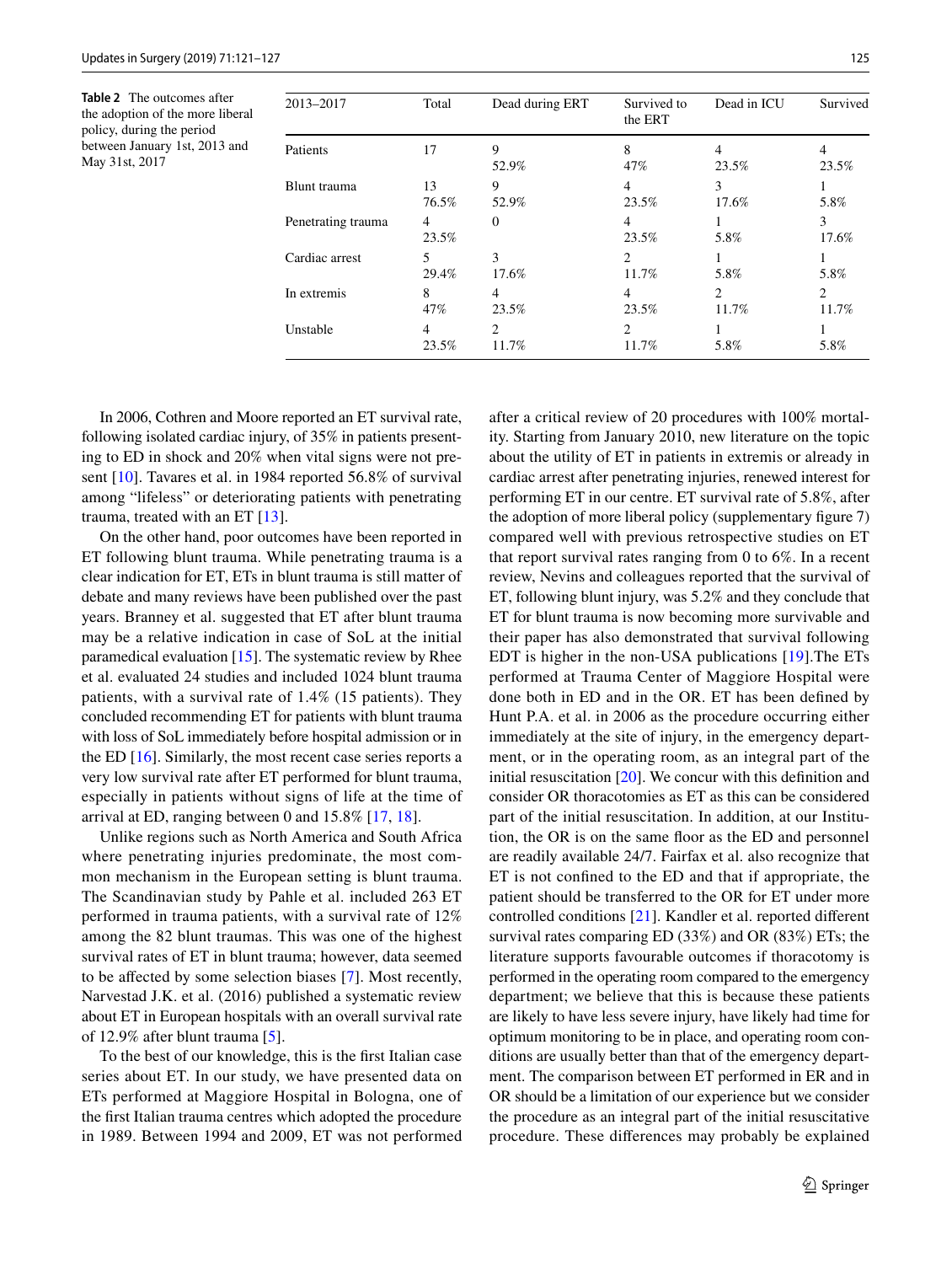**Table 2** The outcomes after the adoption of the more liberal policy, during the period between January 1st, 2013 and May 31st, 2017

| 2013–2017 | Total | Dead during ERT | Survived to the ERT | Dead in ICU | Survived |
|---|---|---|---|---|---|
| Patients | 17 | 9<br>52.9% | 8<br>47% | 4<br>23.5% | 4<br>23.5% |
| Blunt trauma | 13<br>76.5% | 9<br>52.9% | 4<br>23.5% | 3<br>17.6% | 1<br>5.8% |
| Penetrating trauma | 4<br>23.5% | 0 | 4<br>23.5% | 1<br>5.8% | 3<br>17.6% |
| Cardiac arrest | 5<br>29.4% | 3<br>17.6% | 2<br>11.7% | 1<br>5.8% | 1<br>5.8% |
| In extremis | 8<br>47% | 4<br>23.5% | 4<br>23.5% | 2<br>11.7% | 2<br>11.7% |
| Unstable | 4<br>23.5% | 2<br>11.7% | 2<br>11.7% | 1<br>5.8% | 1<br>5.8% |

In 2006, Cothren and Moore reported an ET survival rate, following isolated cardiac injury, of 35% in patients presenting to ED in shock and 20% when vital signs were not present [10]. Tavares et al. in 1984 reported 56.8% of survival among "lifeless" or deteriorating patients with penetrating trauma, treated with an ET [13].

On the other hand, poor outcomes have been reported in ET following blunt trauma. While penetrating trauma is a clear indication for ET, ETs in blunt trauma is still matter of debate and many reviews have been published over the past years. Branney et al. suggested that ET after blunt trauma may be a relative indication in case of SoL at the initial paramedical evaluation [15]. The systematic review by Rhee et al. evaluated 24 studies and included 1024 blunt trauma patients, with a survival rate of 1.4% (15 patients). They concluded recommending ET for patients with blunt trauma with loss of SoL immediately before hospital admission or in the ED [16]. Similarly, the most recent case series reports a very low survival rate after ET performed for blunt trauma, especially in patients without signs of life at the time of arrival at ED, ranging between 0 and 15.8% [17, 18].

Unlike regions such as North America and South Africa where penetrating injuries predominate, the most common mechanism in the European setting is blunt trauma. The Scandinavian study by Pahle et al. included 263 ET performed in trauma patients, with a survival rate of 12% among the 82 blunt traumas. This was one of the highest survival rates of ET in blunt trauma; however, data seemed to be affected by some selection biases [7]. Most recently, Narvestad J.K. et al. (2016) published a systematic review about ET in European hospitals with an overall survival rate of 12.9% after blunt trauma [5].

To the best of our knowledge, this is the first Italian case series about ET. In our study, we have presented data on ETs performed at Maggiore Hospital in Bologna, one of the first Italian trauma centres which adopted the procedure in 1989. Between 1994 and 2009, ET was not performed after a critical review of 20 procedures with 100% mortality. Starting from January 2010, new literature on the topic about the utility of ET in patients in extremis or already in cardiac arrest after penetrating injuries, renewed interest for performing ET in our centre. ET survival rate of 5.8%, after the adoption of more liberal policy (supplementary figure 7) compared well with previous retrospective studies on ET that report survival rates ranging from 0 to 6%. In a recent review, Nevins and colleagues reported that the survival of ET, following blunt injury, was 5.2% and they conclude that ET for blunt trauma is now becoming more survivable and their paper has also demonstrated that survival following EDT is higher in the non-USA publications [19].The ETs performed at Trauma Center of Maggiore Hospital were done both in ED and in the OR. ET has been defined by Hunt P.A. et al. in 2006 as the procedure occurring either immediately at the site of injury, in the emergency department, or in the operating room, as an integral part of the initial resuscitation [20]. We concur with this definition and consider OR thoracotomies as ET as this can be considered part of the initial resuscitation. In addition, at our Institution, the OR is on the same floor as the ED and personnel are readily available 24/7. Fairfax et al. also recognize that ET is not confined to the ED and that if appropriate, the patient should be transferred to the OR for ET under more controlled conditions [21]. Kandler et al. reported different survival rates comparing ED (33%) and OR (83%) ETs; the literature supports favourable outcomes if thoracotomy is performed in the operating room compared to the emergency department; we believe that this is because these patients are likely to have less severe injury, have likely had time for optimum monitoring to be in place, and operating room conditions are usually better than that of the emergency department. The comparison between ET performed in ER and in OR should be a limitation of our experience but we consider the procedure as an integral part of the initial resuscitative procedure. These differences may probably be explained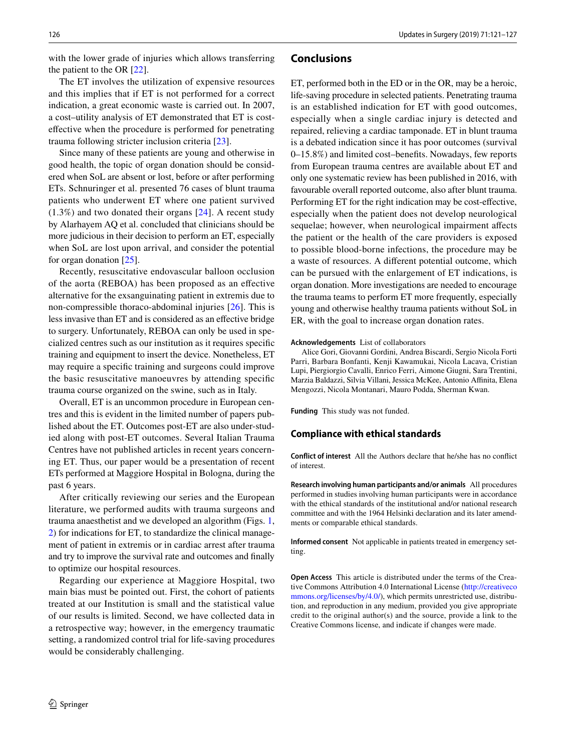with the lower grade of injuries which allows transferring the patient to the OR [22].

The ET involves the utilization of expensive resources and this implies that if ET is not performed for a correct indication, a great economic waste is carried out. In 2007, a cost–utility analysis of ET demonstrated that ET is cost-effective when the procedure is performed for penetrating trauma following stricter inclusion criteria [23].

Since many of these patients are young and otherwise in good health, the topic of organ donation should be considered when SoL are absent or lost, before or after performing ETs. Schnuringer et al. presented 76 cases of blunt trauma patients who underwent ET where one patient survived (1.3%) and two donated their organs [24]. A recent study by Alarhayem AQ et al. concluded that clinicians should be more judicious in their decision to perform an ET, especially when SoL are lost upon arrival, and consider the potential for organ donation [25].

Recently, resuscitative endovascular balloon occlusion of the aorta (REBOA) has been proposed as an effective alternative for the exsanguinating patient in extremis due to non-compressible thoraco-abdominal injuries [26]. This is less invasive than ET and is considered as an effective bridge to surgery. Unfortunately, REBOA can only be used in specialized centres such as our institution as it requires specific training and equipment to insert the device. Nonetheless, ET may require a specific training and surgeons could improve the basic resuscitative manoeuvres by attending specific trauma course organized on the swine, such as in Italy.

Overall, ET is an uncommon procedure in European centres and this is evident in the limited number of papers published about the ET. Outcomes post-ET are also under-studied along with post-ET outcomes. Several Italian Trauma Centres have not published articles in recent years concerning ET. Thus, our paper would be a presentation of recent ETs performed at Maggiore Hospital in Bologna, during the past 6 years.

After critically reviewing our series and the European literature, we performed audits with trauma surgeons and trauma anaesthetist and we developed an algorithm (Figs. 1, 2) for indications for ET, to standardize the clinical management of patient in extremis or in cardiac arrest after trauma and try to improve the survival rate and outcomes and finally to optimize our hospital resources.

Regarding our experience at Maggiore Hospital, two main bias must be pointed out. First, the cohort of patients treated at our Institution is small and the statistical value of our results is limited. Second, we have collected data in a retrospective way; however, in the emergency traumatic setting, a randomized control trial for life-saving procedures would be considerably challenging.

## Conclusions

ET, performed both in the ED or in the OR, may be a heroic, life-saving procedure in selected patients. Penetrating trauma is an established indication for ET with good outcomes, especially when a single cardiac injury is detected and repaired, relieving a cardiac tamponade. ET in blunt trauma is a debated indication since it has poor outcomes (survival 0–15.8%) and limited cost–benefits. Nowadays, few reports from European trauma centres are available about ET and only one systematic review has been published in 2016, with favourable overall reported outcome, also after blunt trauma. Performing ET for the right indication may be cost-effective, especially when the patient does not develop neurological sequelae; however, when neurological impairment affects the patient or the health of the care providers is exposed to possible blood-borne infections, the procedure may be a waste of resources. A different potential outcome, which can be pursued with the enlargement of ET indications, is organ donation. More investigations are needed to encourage the trauma teams to perform ET more frequently, especially young and otherwise healthy trauma patients without SoL in ER, with the goal to increase organ donation rates.

**Acknowledgements** List of collaborators

Alice Gori, Giovanni Gordini, Andrea Biscardi, Sergio Nicola Forti Parri, Barbara Bonfanti, Kenji Kawamukai, Nicola Lacava, Cristian Lupi, Piergiorgio Cavalli, Enrico Ferri, Aimone Giugni, Sara Trentini, Marzia Baldazzi, Silvia Villani, Jessica McKee, Antonio Affinita, Elena Mengozzi, Nicola Montanari, Mauro Podda, Sherman Kwan.

**Funding** This study was not funded.

## Compliance with ethical standards

**Conflict of interest** All the Authors declare that he/she has no conflict of interest.

**Research involving human participants and/or animals** All procedures performed in studies involving human participants were in accordance with the ethical standards of the institutional and/or national research committee and with the 1964 Helsinki declaration and its later amendments or comparable ethical standards.

**Informed consent** Not applicable in patients treated in emergency setting.

**Open Access** This article is distributed under the terms of the Creative Commons Attribution 4.0 International License (http://creativecommons.org/licenses/by/4.0/), which permits unrestricted use, distribution, and reproduction in any medium, provided you give appropriate credit to the original author(s) and the source, provide a link to the Creative Commons license, and indicate if changes were made.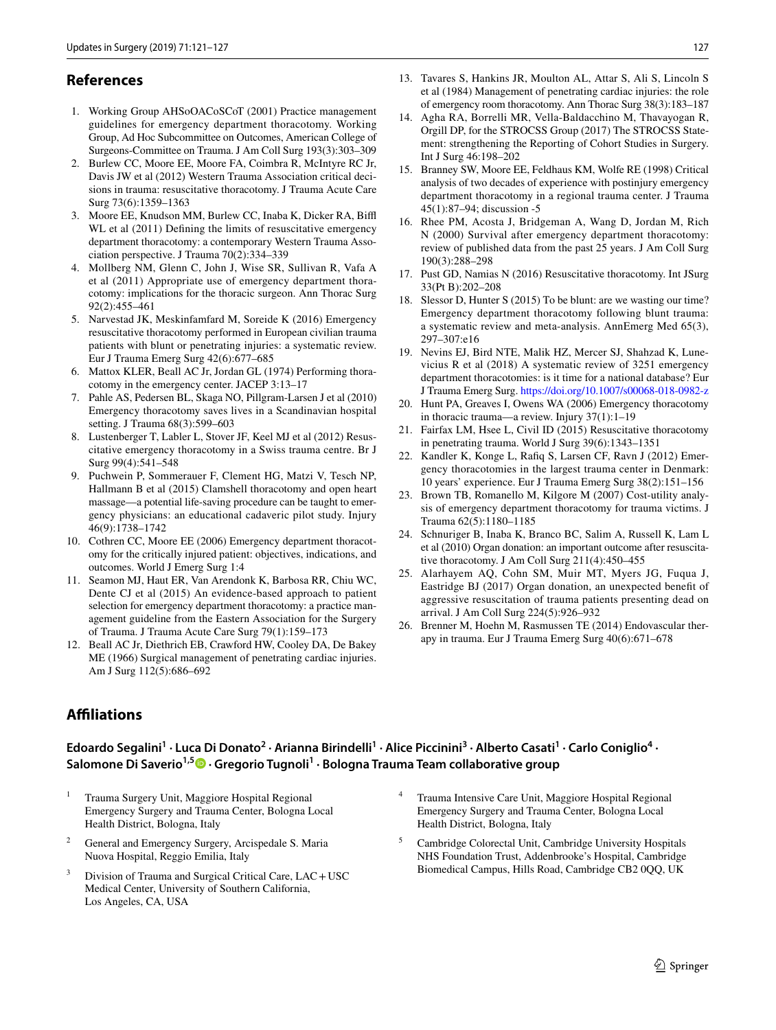## References

1. Working Group AHSoOACoSCoT (2001) Practice management guidelines for emergency department thoracotomy. Working Group, Ad Hoc Subcommittee on Outcomes, American College of Surgeons-Committee on Trauma. J Am Coll Surg 193(3):303–309
2. Burlew CC, Moore EE, Moore FA, Coimbra R, McIntyre RC Jr, Davis JW et al (2012) Western Trauma Association critical decisions in trauma: resuscitative thoracotomy. J Trauma Acute Care Surg 73(6):1359–1363
3. Moore EE, Knudson MM, Burlew CC, Inaba K, Dicker RA, Biffl WL et al (2011) Defining the limits of resuscitative emergency department thoracotomy: a contemporary Western Trauma Association perspective. J Trauma 70(2):334–339
4. Mollberg NM, Glenn C, John J, Wise SR, Sullivan R, Vafa A et al (2011) Appropriate use of emergency department thoracotomy: implications for the thoracic surgeon. Ann Thorac Surg 92(2):455–461
5. Narvestad JK, Meskinfamfard M, Soreide K (2016) Emergency resuscitative thoracotomy performed in European civilian trauma patients with blunt or penetrating injuries: a systematic review. Eur J Trauma Emerg Surg 42(6):677–685
6. Mattox KLER, Beall AC Jr, Jordan GL (1974) Performing thoracotomy in the emergency center. JACEP 3:13–17
7. Pahle AS, Pedersen BL, Skaga NO, Pillgram-Larsen J et al (2010) Emergency thoracotomy saves lives in a Scandinavian hospital setting. J Trauma 68(3):599–603
8. Lustenberger T, Labler L, Stover JF, Keel MJ et al (2012) Resuscitative emergency thoracotomy in a Swiss trauma centre. Br J Surg 99(4):541–548
9. Puchwein P, Sommerauer F, Clement HG, Matzi V, Tesch NP, Hallmann B et al (2015) Clamshell thoracotomy and open heart massage—a potential life-saving procedure can be taught to emergency physicians: an educational cadaveric pilot study. Injury 46(9):1738–1742
10. Cothren CC, Moore EE (2006) Emergency department thoracotomy for the critically injured patient: objectives, indications, and outcomes. World J Emerg Surg 1:4
11. Seamon MJ, Haut ER, Van Arendonk K, Barbosa RR, Chiu WC, Dente CJ et al (2015) An evidence-based approach to patient selection for emergency department thoracotomy: a practice management guideline from the Eastern Association for the Surgery of Trauma. J Trauma Acute Care Surg 79(1):159–173
12. Beall AC Jr, Diethrich EB, Crawford HW, Cooley DA, De Bakey ME (1966) Surgical management of penetrating cardiac injuries. Am J Surg 112(5):686–692
13. Tavares S, Hankins JR, Moulton AL, Attar S, Ali S, Lincoln S et al (1984) Management of penetrating cardiac injuries: the role of emergency room thoracotomy. Ann Thorac Surg 38(3):183–187
14. Agha RA, Borrelli MR, Vella-Baldacchino M, Thavayogan R, Orgill DP, for the STROCSS Group (2017) The STROCSS Statement: strengthening the Reporting of Cohort Studies in Surgery. Int J Surg 46:198–202
15. Branney SW, Moore EE, Feldhaus KM, Wolfe RE (1998) Critical analysis of two decades of experience with postinjury emergency department thoracotomy in a regional trauma center. J Trauma 45(1):87–94; discussion -5
16. Rhee PM, Acosta J, Bridgeman A, Wang D, Jordan M, Rich N (2000) Survival after emergency department thoracotomy: review of published data from the past 25 years. J Am Coll Surg 190(3):288–298
17. Pust GD, Namias N (2016) Resuscitative thoracotomy. Int JSurg 33(Pt B):202–208
18. Slessor D, Hunter S (2015) To be blunt: are we wasting our time? Emergency department thoracotomy following blunt trauma: a systematic review and meta-analysis. AnnEmerg Med 65(3), 297–307:e16
19. Nevins EJ, Bird NTE, Malik HZ, Mercer SJ, Shahzad K, Lunevicius R et al (2018) A systematic review of 3251 emergency department thoracotomies: is it time for a national database? Eur J Trauma Emerg Surg. https://doi.org/10.1007/s00068-018-0982-z
20. Hunt PA, Greaves I, Owens WA (2006) Emergency thoracotomy in thoracic trauma—a review. Injury 37(1):1–19
21. Fairfax LM, Hsee L, Civil ID (2015) Resuscitative thoracotomy in penetrating trauma. World J Surg 39(6):1343–1351
22. Kandler K, Konge L, Rafiq S, Larsen CF, Ravn J (2012) Emergency thoracotomies in the largest trauma center in Denmark: 10 years' experience. Eur J Trauma Emerg Surg 38(2):151–156
23. Brown TB, Romanello M, Kilgore M (2007) Cost-utility analysis of emergency department thoracotomy for trauma victims. J Trauma 62(5):1180–1185
24. Schnuriger B, Inaba K, Branco BC, Salim A, Russell K, Lam L et al (2010) Organ donation: an important outcome after resuscitative thoracotomy. J Am Coll Surg 211(4):450–455
25. Alarhayem AQ, Cohn SM, Muir MT, Myers JG, Fuqua J, Eastridge BJ (2017) Organ donation, an unexpected benefit of aggressive resuscitation of trauma patients presenting dead on arrival. J Am Coll Surg 224(5):926–932
26. Brenner M, Hoehn M, Rasmussen TE (2014) Endovascular therapy in trauma. Eur J Trauma Emerg Surg 40(6):671–678

## Affiliations

**Edoardo Segalini[1] · Luca Di Donato[2] · Arianna Birindelli[1] · Alice Piccinini[3] · Alberto Casati[1] · Carlo Coniglio[4] · Salomone Di Saverio[1,5] · Gregorio Tugnoli[1] · Bologna Trauma Team collaborative group**

1. Trauma Surgery Unit, Maggiore Hospital Regional Emergency Surgery and Trauma Center, Bologna Local Health District, Bologna, Italy
2. General and Emergency Surgery, Arcispedale S. Maria Nuova Hospital, Reggio Emilia, Italy
3. Division of Trauma and Surgical Critical Care, LAC + USC Medical Center, University of Southern California, Los Angeles, CA, USA
4. Trauma Intensive Care Unit, Maggiore Hospital Regional Emergency Surgery and Trauma Center, Bologna Local Health District, Bologna, Italy
5. Cambridge Colorectal Unit, Cambridge University Hospitals NHS Foundation Trust, Addenbrooke's Hospital, Cambridge Biomedical Campus, Hills Road, Cambridge CB2 0QQ, UK